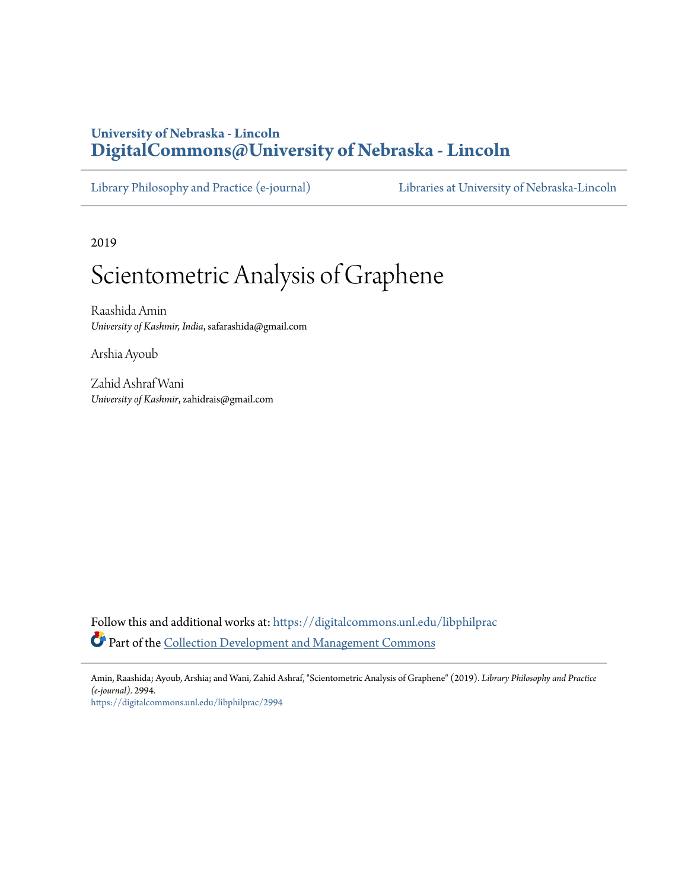**University of Nebraska - Lincoln**
**DigitalCommons@University of Nebraska - Lincoln**

Library Philosophy and Practice (e-journal) | Libraries at University of Nebraska-Lincoln

2019

# Scientometric Analysis of Graphene

Raashida Amin
*University of Kashmir, India*, safarashida@gmail.com

Arshia Ayoub

Zahid Ashraf Wani
*University of Kashmir*, zahidrais@gmail.com

Follow this and additional works at: https://digitalcommons.unl.edu/libphilprac

Part of the Collection Development and Management Commons

Amin, Raashida; Ayoub, Arshia; and Wani, Zahid Ashraf, "Scientometric Analysis of Graphene" (2019). *Library Philosophy and Practice (e-journal)*. 2994.
https://digitalcommons.unl.edu/libphilprac/2994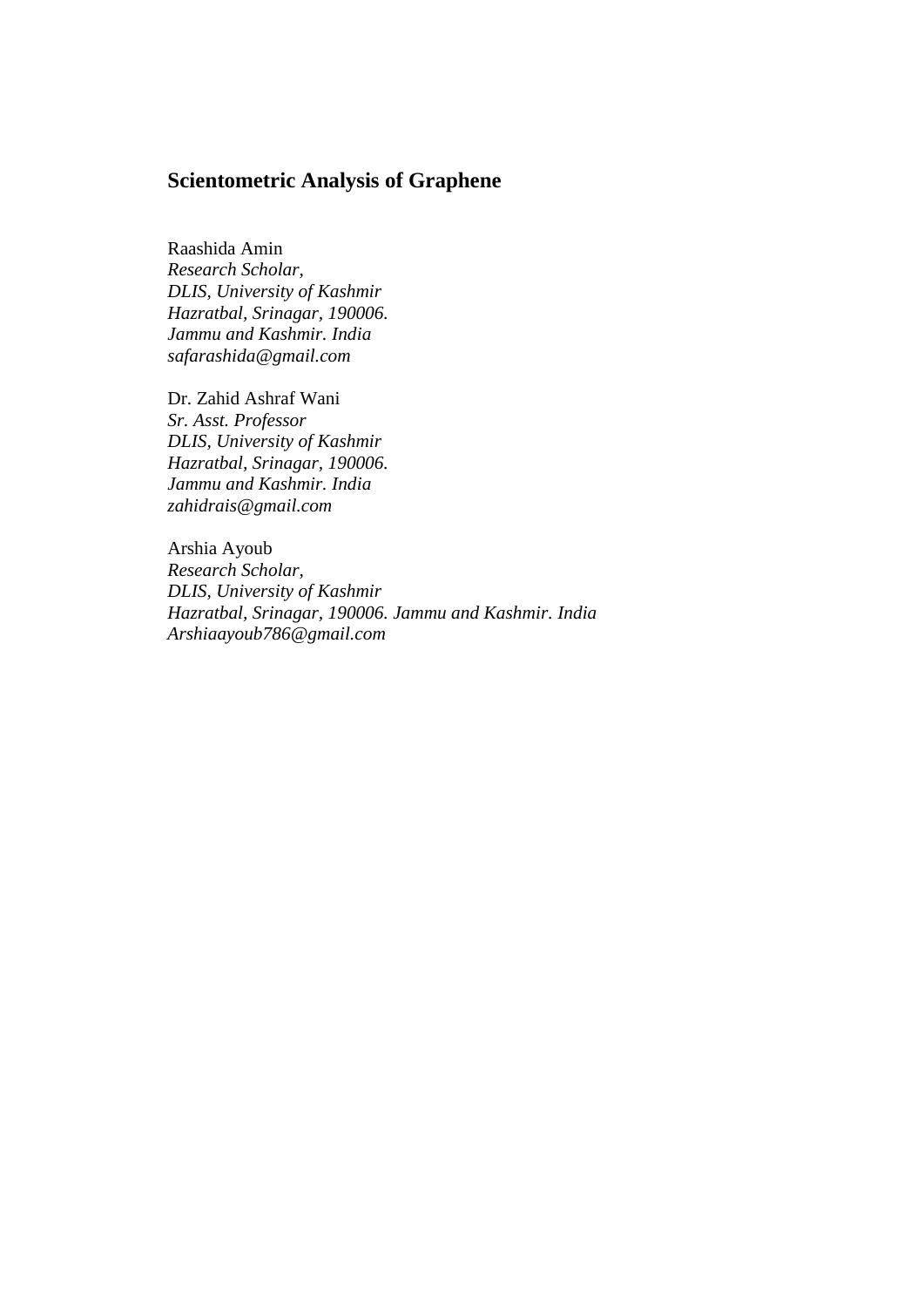## Scientometric Analysis of Graphene

Raashida Amin
*Research Scholar,*
*DLIS, University of Kashmir*
*Hazratbal, Srinagar, 190006.*
*Jammu and Kashmir. India*
*safarashida@gmail.com*

Dr. Zahid Ashraf Wani
*Sr. Asst. Professor*
*DLIS, University of Kashmir*
*Hazratbal, Srinagar, 190006.*
*Jammu and Kashmir. India*
*zahidrais@gmail.com*

Arshia Ayoub
*Research Scholar,*
*DLIS, University of Kashmir*
*Hazratbal, Srinagar, 190006. Jammu and Kashmir. India*
*Arshiaayoub786@gmail.com*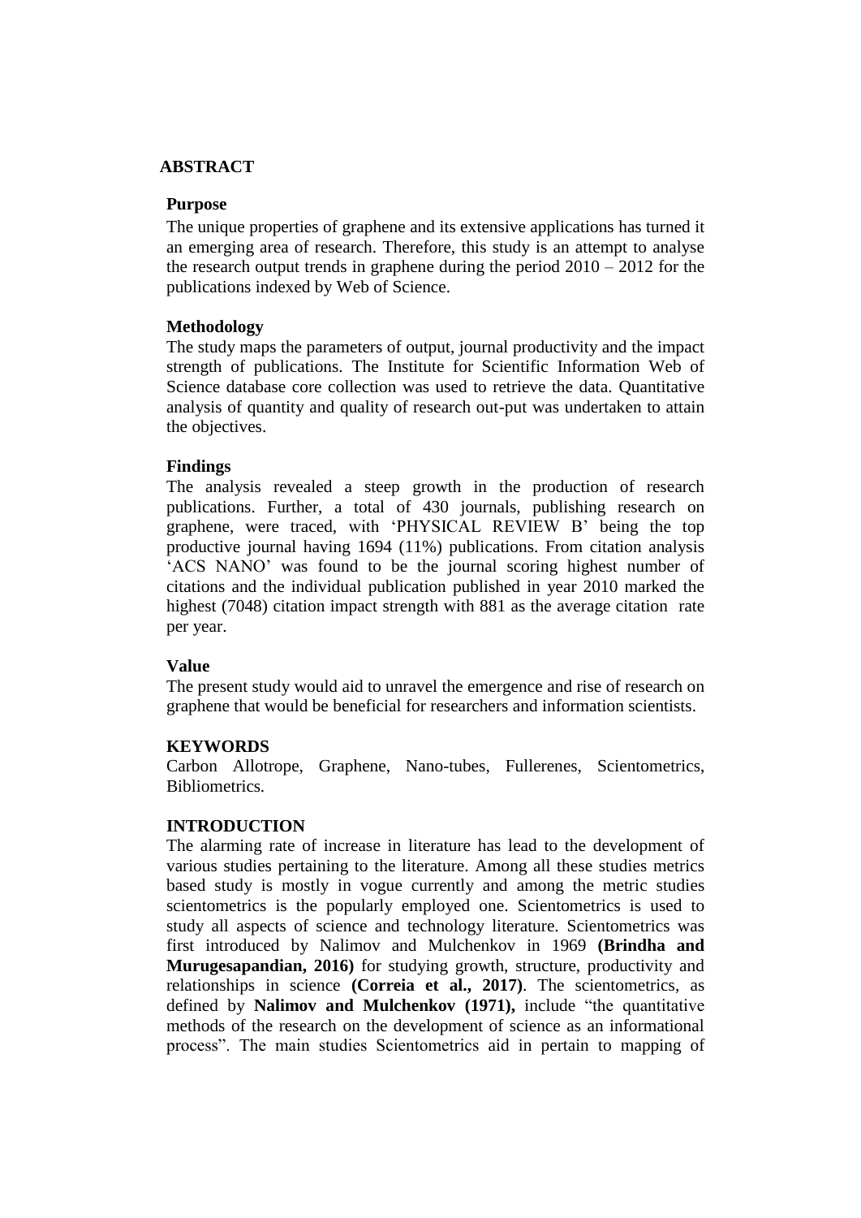## ABSTRACT

### Purpose

The unique properties of graphene and its extensive applications has turned it an emerging area of research. Therefore, this study is an attempt to analyse the research output trends in graphene during the period 2010 – 2012 for the publications indexed by Web of Science.

### Methodology

The study maps the parameters of output, journal productivity and the impact strength of publications. The Institute for Scientific Information Web of Science database core collection was used to retrieve the data. Quantitative analysis of quantity and quality of research out-put was undertaken to attain the objectives.

### Findings

The analysis revealed a steep growth in the production of research publications. Further, a total of 430 journals, publishing research on graphene, were traced, with 'PHYSICAL REVIEW B' being the top productive journal having 1694 (11%) publications. From citation analysis 'ACS NANO' was found to be the journal scoring highest number of citations and the individual publication published in year 2010 marked the highest (7048) citation impact strength with 881 as the average citation rate per year.

### Value

The present study would aid to unravel the emergence and rise of research on graphene that would be beneficial for researchers and information scientists.

### KEYWORDS

Carbon Allotrope, Graphene, Nano-tubes, Fullerenes, Scientometrics, Bibliometrics.

## INTRODUCTION

The alarming rate of increase in literature has lead to the development of various studies pertaining to the literature. Among all these studies metrics based study is mostly in vogue currently and among the metric studies scientometrics is the popularly employed one. Scientometrics is used to study all aspects of science and technology literature. Scientometrics was first introduced by Nalimov and Mulchenkov in 1969 **(Brindha and Murugesapandian, 2016)** for studying growth, structure, productivity and relationships in science **(Correia et al., 2017)**. The scientometrics, as defined by **Nalimov and Mulchenkov (1971),** include "the quantitative methods of the research on the development of science as an informational process". The main studies Scientometrics aid in pertain to mapping of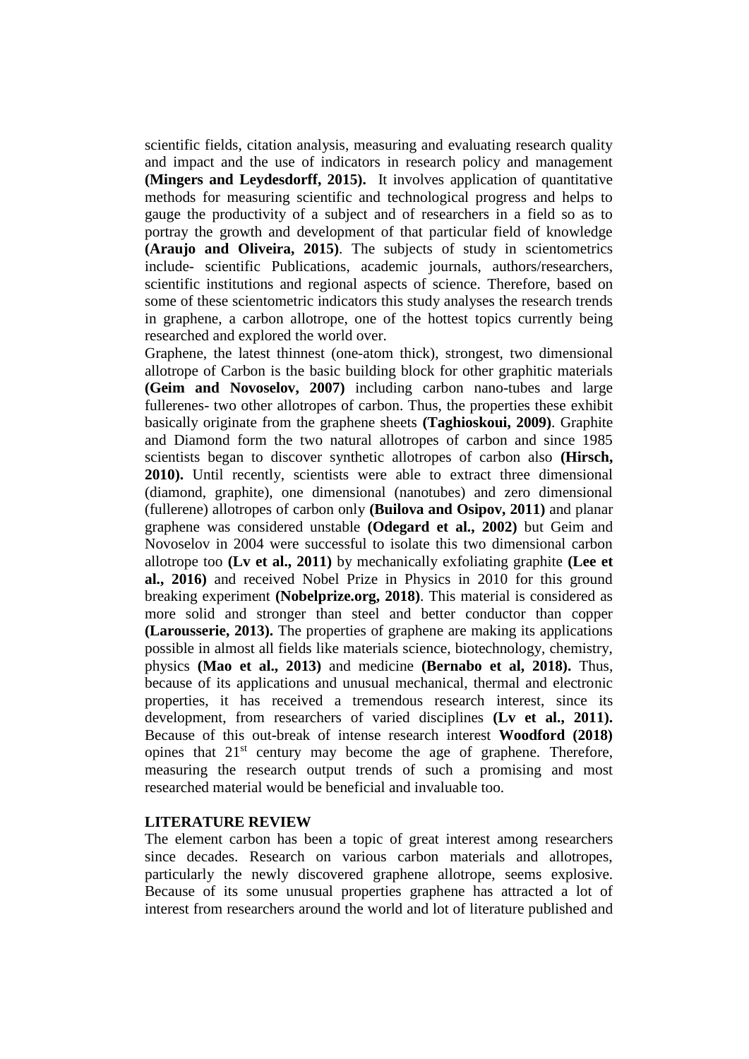scientific fields, citation analysis, measuring and evaluating research quality and impact and the use of indicators in research policy and management **(Mingers and Leydesdorff, 2015).** It involves application of quantitative methods for measuring scientific and technological progress and helps to gauge the productivity of a subject and of researchers in a field so as to portray the growth and development of that particular field of knowledge **(Araujo and Oliveira, 2015)**. The subjects of study in scientometrics include- scientific Publications, academic journals, authors/researchers, scientific institutions and regional aspects of science. Therefore, based on some of these scientometric indicators this study analyses the research trends in graphene, a carbon allotrope, one of the hottest topics currently being researched and explored the world over.

Graphene, the latest thinnest (one-atom thick), strongest, two dimensional allotrope of Carbon is the basic building block for other graphitic materials **(Geim and Novoselov, 2007)** including carbon nano-tubes and large fullerenes- two other allotropes of carbon. Thus, the properties these exhibit basically originate from the graphene sheets **(Taghioskoui, 2009)**. Graphite and Diamond form the two natural allotropes of carbon and since 1985 scientists began to discover synthetic allotropes of carbon also **(Hirsch, 2010).** Until recently, scientists were able to extract three dimensional (diamond, graphite), one dimensional (nanotubes) and zero dimensional (fullerene) allotropes of carbon only **(Builova and Osipov, 2011)** and planar graphene was considered unstable **(Odegard et al., 2002)** but Geim and Novoselov in 2004 were successful to isolate this two dimensional carbon allotrope too **(Lv et al., 2011)** by mechanically exfoliating graphite **(Lee et al., 2016)** and received Nobel Prize in Physics in 2010 for this ground breaking experiment **(Nobelprize.org, 2018)**. This material is considered as more solid and stronger than steel and better conductor than copper **(Larousserie, 2013).** The properties of graphene are making its applications possible in almost all fields like materials science, biotechnology, chemistry, physics **(Mao et al., 2013)** and medicine **(Bernabo et al, 2018).** Thus, because of its applications and unusual mechanical, thermal and electronic properties, it has received a tremendous research interest, since its development, from researchers of varied disciplines **(Lv et al., 2011).** Because of this out-break of intense research interest **Woodford (2018)** opines that 21st century may become the age of graphene. Therefore, measuring the research output trends of such a promising and most researched material would be beneficial and invaluable too.

## LITERATURE REVIEW

The element carbon has been a topic of great interest among researchers since decades. Research on various carbon materials and allotropes, particularly the newly discovered graphene allotrope, seems explosive. Because of its some unusual properties graphene has attracted a lot of interest from researchers around the world and lot of literature published and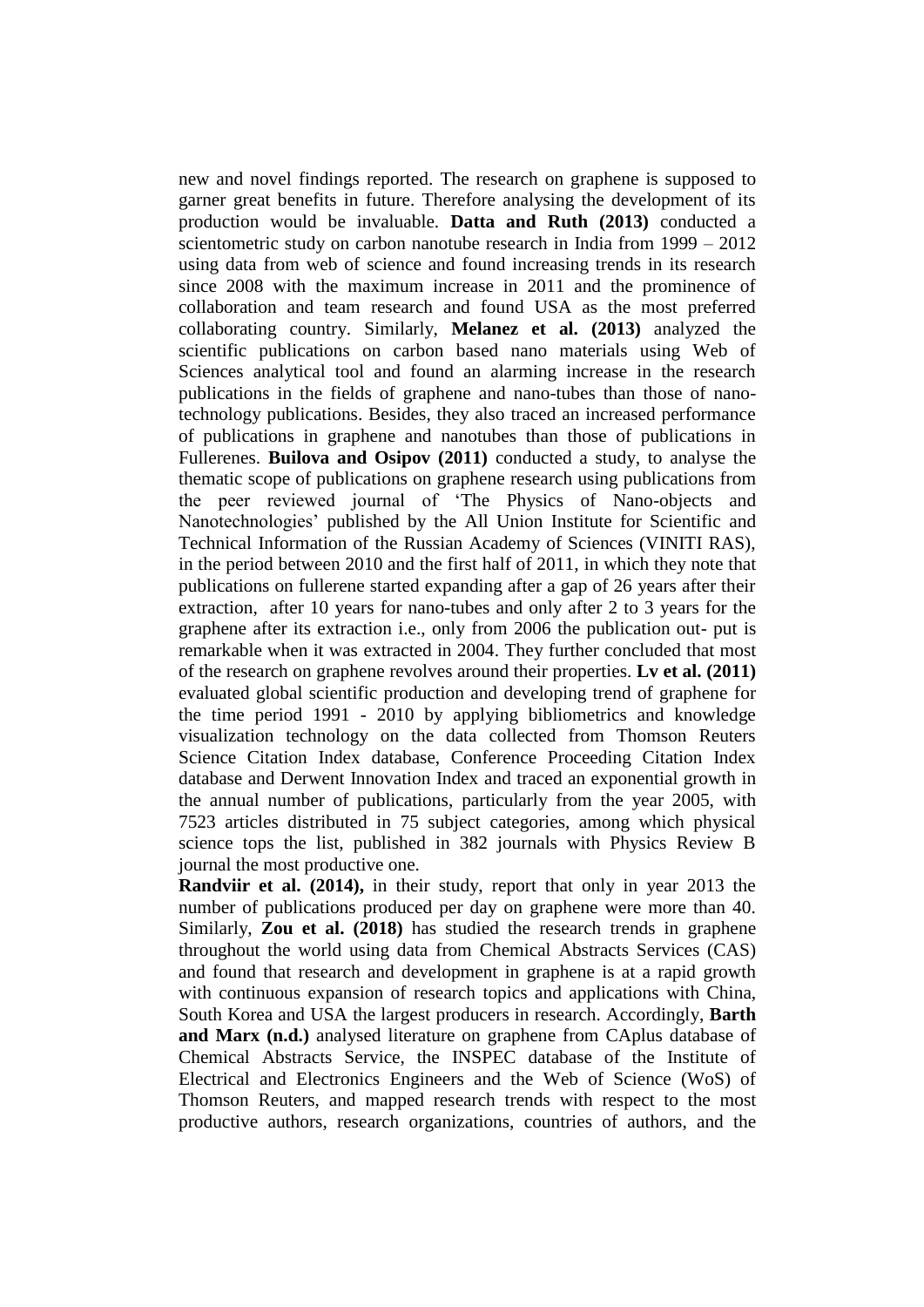new and novel findings reported. The research on graphene is supposed to garner great benefits in future. Therefore analysing the development of its production would be invaluable. **Datta and Ruth (2013)** conducted a scientometric study on carbon nanotube research in India from 1999 – 2012 using data from web of science and found increasing trends in its research since 2008 with the maximum increase in 2011 and the prominence of collaboration and team research and found USA as the most preferred collaborating country. Similarly, **Melanez et al. (2013)** analyzed the scientific publications on carbon based nano materials using Web of Sciences analytical tool and found an alarming increase in the research publications in the fields of graphene and nano-tubes than those of nano-technology publications. Besides, they also traced an increased performance of publications in graphene and nanotubes than those of publications in Fullerenes. **Builova and Osipov (2011)** conducted a study, to analyse the thematic scope of publications on graphene research using publications from the peer reviewed journal of 'The Physics of Nano-objects and Nanotechnologies' published by the All Union Institute for Scientific and Technical Information of the Russian Academy of Sciences (VINITI RAS), in the period between 2010 and the first half of 2011, in which they note that publications on fullerene started expanding after a gap of 26 years after their extraction, after 10 years for nano-tubes and only after 2 to 3 years for the graphene after its extraction i.e., only from 2006 the publication out- put is remarkable when it was extracted in 2004. They further concluded that most of the research on graphene revolves around their properties. **Lv et al. (2011)** evaluated global scientific production and developing trend of graphene for the time period 1991 - 2010 by applying bibliometrics and knowledge visualization technology on the data collected from Thomson Reuters Science Citation Index database, Conference Proceeding Citation Index database and Derwent Innovation Index and traced an exponential growth in the annual number of publications, particularly from the year 2005, with 7523 articles distributed in 75 subject categories, among which physical science tops the list, published in 382 journals with Physics Review B journal the most productive one.

**Randviir et al. (2014),** in their study, report that only in year 2013 the number of publications produced per day on graphene were more than 40. Similarly, **Zou et al. (2018)** has studied the research trends in graphene throughout the world using data from Chemical Abstracts Services (CAS) and found that research and development in graphene is at a rapid growth with continuous expansion of research topics and applications with China, South Korea and USA the largest producers in research. Accordingly, **Barth and Marx (n.d.)** analysed literature on graphene from CAplus database of Chemical Abstracts Service, the INSPEC database of the Institute of Electrical and Electronics Engineers and the Web of Science (WoS) of Thomson Reuters, and mapped research trends with respect to the most productive authors, research organizations, countries of authors, and the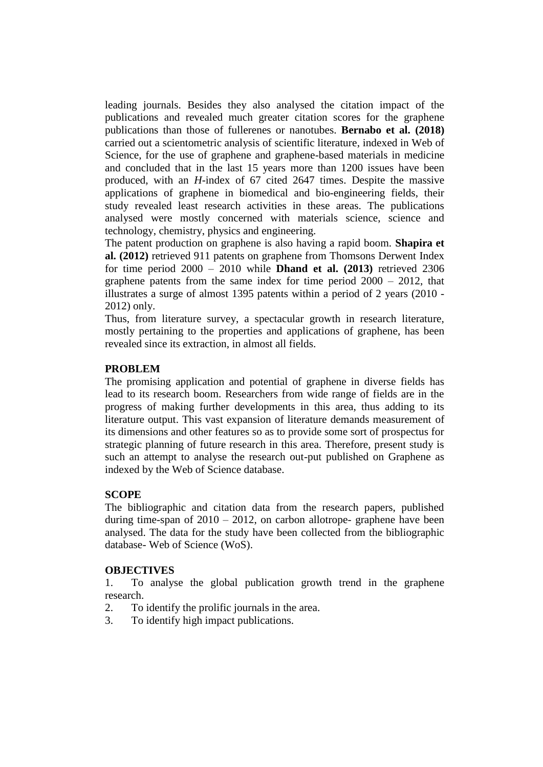leading journals. Besides they also analysed the citation impact of the publications and revealed much greater citation scores for the graphene publications than those of fullerenes or nanotubes. **Bernabo et al. (2018)** carried out a scientometric analysis of scientific literature, indexed in Web of Science, for the use of graphene and graphene-based materials in medicine and concluded that in the last 15 years more than 1200 issues have been produced, with an *H*-index of 67 cited 2647 times. Despite the massive applications of graphene in biomedical and bio-engineering fields, their study revealed least research activities in these areas. The publications analysed were mostly concerned with materials science, science and technology, chemistry, physics and engineering.

The patent production on graphene is also having a rapid boom. **Shapira et al. (2012)** retrieved 911 patents on graphene from Thomsons Derwent Index for time period 2000 – 2010 while **Dhand et al. (2013)** retrieved 2306 graphene patents from the same index for time period 2000 – 2012, that illustrates a surge of almost 1395 patents within a period of 2 years (2010 - 2012) only.

Thus, from literature survey, a spectacular growth in research literature, mostly pertaining to the properties and applications of graphene, has been revealed since its extraction, in almost all fields.

## PROBLEM

The promising application and potential of graphene in diverse fields has lead to its research boom. Researchers from wide range of fields are in the progress of making further developments in this area, thus adding to its literature output. This vast expansion of literature demands measurement of its dimensions and other features so as to provide some sort of prospectus for strategic planning of future research in this area. Therefore, present study is such an attempt to analyse the research out-put published on Graphene as indexed by the Web of Science database.

## SCOPE

The bibliographic and citation data from the research papers, published during time-span of 2010 – 2012, on carbon allotrope- graphene have been analysed. The data for the study have been collected from the bibliographic database- Web of Science (WoS).

## OBJECTIVES

1. To analyse the global publication growth trend in the graphene research.
2. To identify the prolific journals in the area.
3. To identify high impact publications.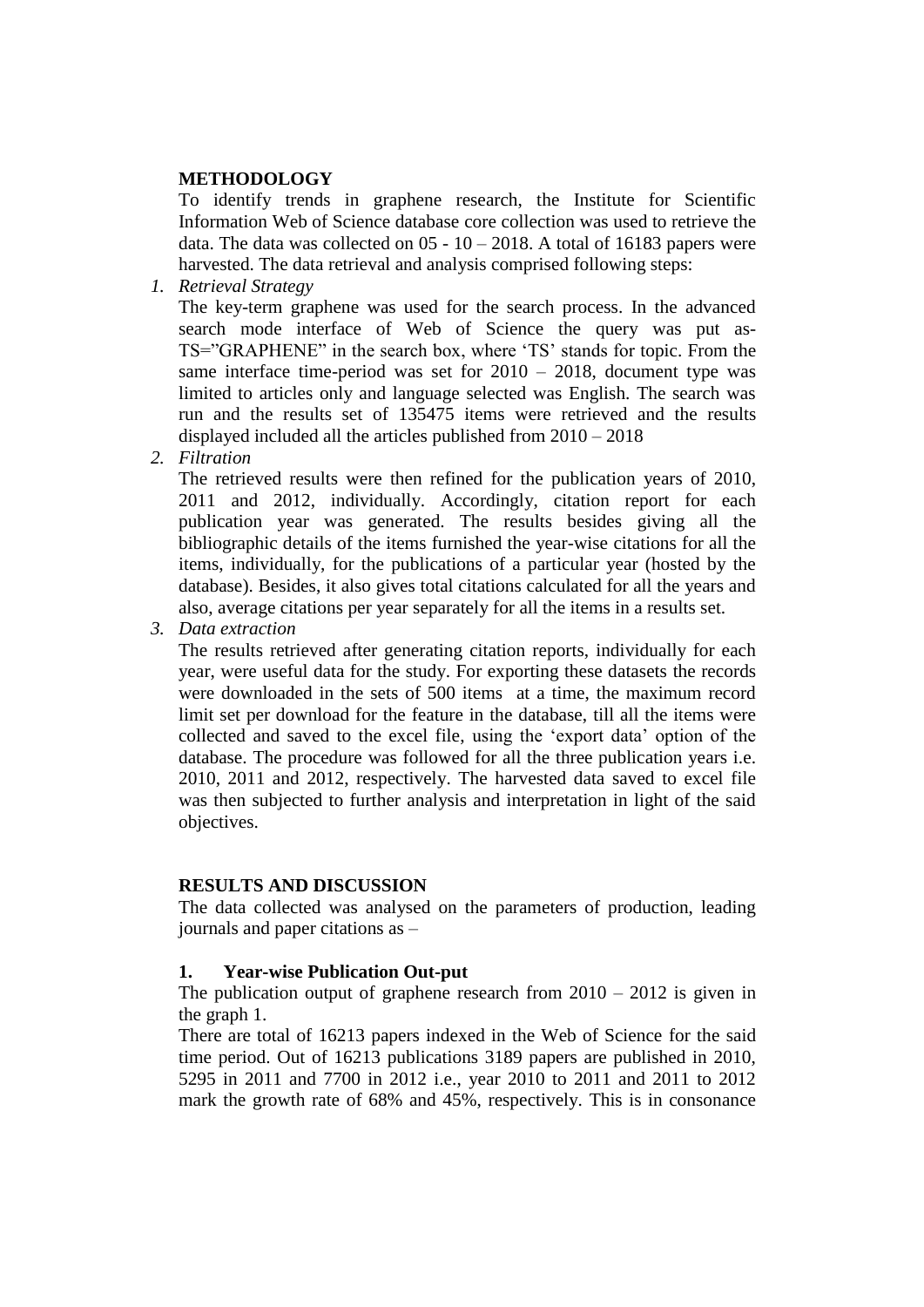## METHODOLOGY

To identify trends in graphene research, the Institute for Scientific Information Web of Science database core collection was used to retrieve the data. The data was collected on 05 - 10 – 2018. A total of 16183 papers were harvested. The data retrieval and analysis comprised following steps:

1. *Retrieval Strategy*

   The key-term graphene was used for the search process. In the advanced search mode interface of Web of Science the query was put as- TS="GRAPHENE" in the search box, where 'TS' stands for topic. From the same interface time-period was set for 2010 – 2018, document type was limited to articles only and language selected was English. The search was run and the results set of 135475 items were retrieved and the results displayed included all the articles published from 2010 – 2018

2. *Filtration*

   The retrieved results were then refined for the publication years of 2010, 2011 and 2012, individually. Accordingly, citation report for each publication year was generated. The results besides giving all the bibliographic details of the items furnished the year-wise citations for all the items, individually, for the publications of a particular year (hosted by the database). Besides, it also gives total citations calculated for all the years and also, average citations per year separately for all the items in a results set.

3. *Data extraction*

   The results retrieved after generating citation reports, individually for each year, were useful data for the study. For exporting these datasets the records were downloaded in the sets of 500 items at a time, the maximum record limit set per download for the feature in the database, till all the items were collected and saved to the excel file, using the 'export data' option of the database. The procedure was followed for all the three publication years i.e. 2010, 2011 and 2012, respectively. The harvested data saved to excel file was then subjected to further analysis and interpretation in light of the said objectives.

## RESULTS AND DISCUSSION

The data collected was analysed on the parameters of production, leading journals and paper citations as –

### 1. Year-wise Publication Out-put

The publication output of graphene research from 2010 – 2012 is given in the graph 1.

There are total of 16213 papers indexed in the Web of Science for the said time period. Out of 16213 publications 3189 papers are published in 2010, 5295 in 2011 and 7700 in 2012 i.e., year 2010 to 2011 and 2011 to 2012 mark the growth rate of 68% and 45%, respectively. This is in consonance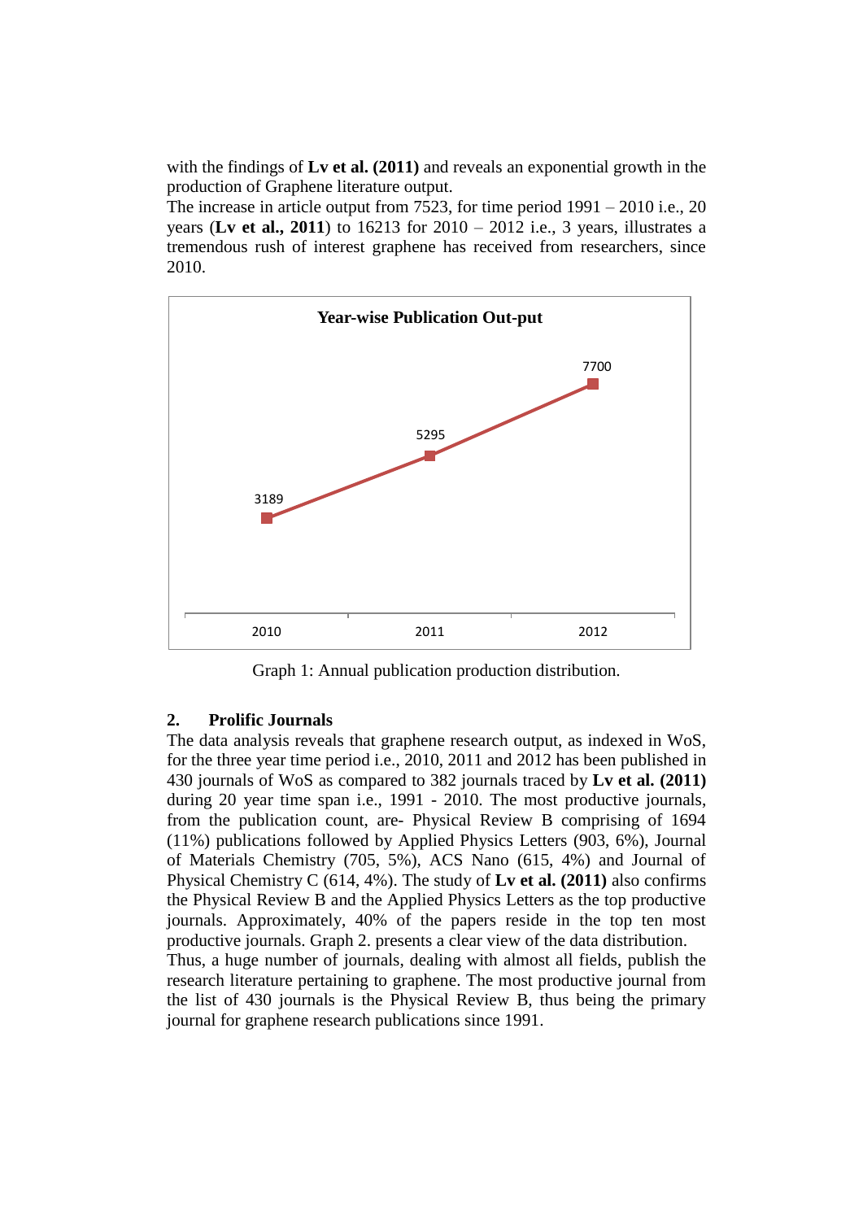with the findings of **Lv et al. (2011)** and reveals an exponential growth in the production of Graphene literature output.

The increase in article output from 7523, for time period 1991 – 2010 i.e., 20 years (**Lv et al., 2011**) to 16213 for 2010 – 2012 i.e., 3 years, illustrates a tremendous rush of interest graphene has received from researchers, since 2010.

Graph 1: Annual publication production distribution.

## 2. Prolific Journals

The data analysis reveals that graphene research output, as indexed in WoS, for the three year time period i.e., 2010, 2011 and 2012 has been published in 430 journals of WoS as compared to 382 journals traced by **Lv et al. (2011)** during 20 year time span i.e., 1991 - 2010. The most productive journals, from the publication count, are- Physical Review B comprising of 1694 (11%) publications followed by Applied Physics Letters (903, 6%), Journal of Materials Chemistry (705, 5%), ACS Nano (615, 4%) and Journal of Physical Chemistry C (614, 4%). The study of **Lv et al. (2011)** also confirms the Physical Review B and the Applied Physics Letters as the top productive journals. Approximately, 40% of the papers reside in the top ten most productive journals. Graph 2. presents a clear view of the data distribution.

Thus, a huge number of journals, dealing with almost all fields, publish the research literature pertaining to graphene. The most productive journal from the list of 430 journals is the Physical Review B, thus being the primary journal for graphene research publications since 1991.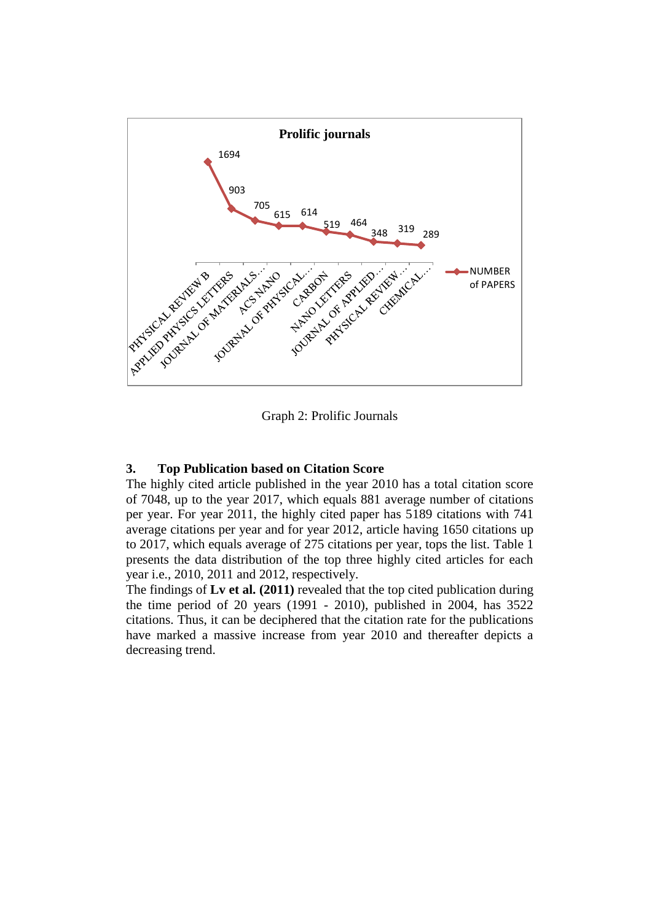**Prolific journals**

| Journal | NUMBER of PAPERS |
|---|---|
| PHYSICAL REVIEW B | 1694 |
| APPLIED PHYSICS LETTERS | 903 |
| JOURNAL OF MATERIALS... | 705 |
| ACS NANO | 615 |
| JOURNAL OF PHYSICAL... | 614 |
| CARBON | 519 |
| NANO LETTERS | 464 |
| JOURNAL OF APPLIED ... | 348 |
| PHYSICAL REVIEW ... | 319 |
| CHEMICAL... | 289 |

Graph 2: Prolific Journals

### 3. Top Publication based on Citation Score

The highly cited article published in the year 2010 has a total citation score of 7048, up to the year 2017, which equals 881 average number of citations per year. For year 2011, the highly cited paper has 5189 citations with 741 average citations per year and for year 2012, article having 1650 citations up to 2017, which equals average of 275 citations per year, tops the list. Table 1 presents the data distribution of the top three highly cited articles for each year i.e., 2010, 2011 and 2012, respectively.

The findings of **Lv et al. (2011)** revealed that the top cited publication during the time period of 20 years (1991 - 2010), published in 2004, has 3522 citations. Thus, it can be deciphered that the citation rate for the publications have marked a massive increase from year 2010 and thereafter depicts a decreasing trend.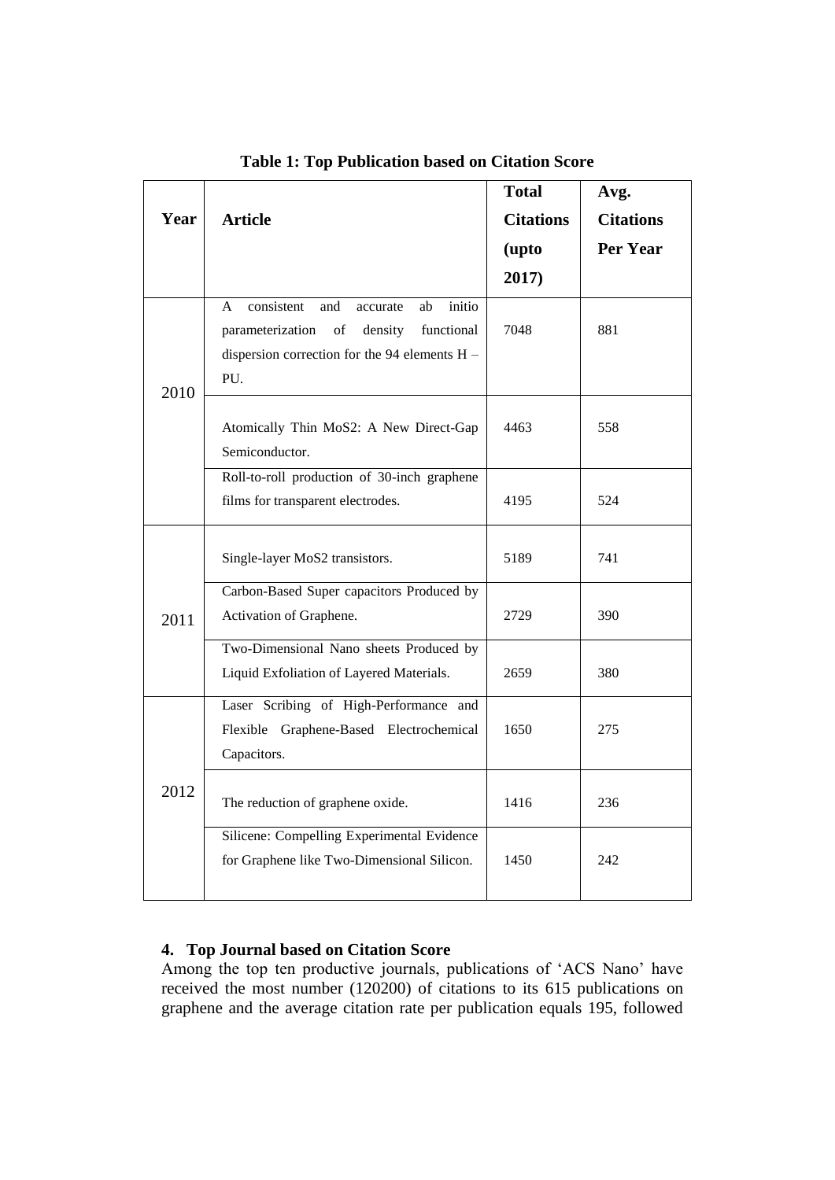**Table 1: Top Publication based on Citation Score**

| Year | Article | Total Citations (upto 2017) | Avg. Citations Per Year |
|---|---|---|---|
| 2010 | A consistent and accurate ab initio parameterization of density functional dispersion correction for the 94 elements H – PU. | 7048 | 881 |
| | Atomically Thin MoS2: A New Direct-Gap Semiconductor. | 4463 | 558 |
| | Roll-to-roll production of 30-inch graphene films for transparent electrodes. | 4195 | 524 |
| 2011 | Single-layer MoS2 transistors. | 5189 | 741 |
| | Carbon-Based Super capacitors Produced by Activation of Graphene. | 2729 | 390 |
| | Two-Dimensional Nano sheets Produced by Liquid Exfoliation of Layered Materials. | 2659 | 380 |
| 2012 | Laser Scribing of High-Performance and Flexible Graphene-Based Electrochemical Capacitors. | 1650 | 275 |
| | The reduction of graphene oxide. | 1416 | 236 |
| | Silicene: Compelling Experimental Evidence for Graphene like Two-Dimensional Silicon. | 1450 | 242 |

## 4. Top Journal based on Citation Score

Among the top ten productive journals, publications of 'ACS Nano' have received the most number (120200) of citations to its 615 publications on graphene and the average citation rate per publication equals 195, followed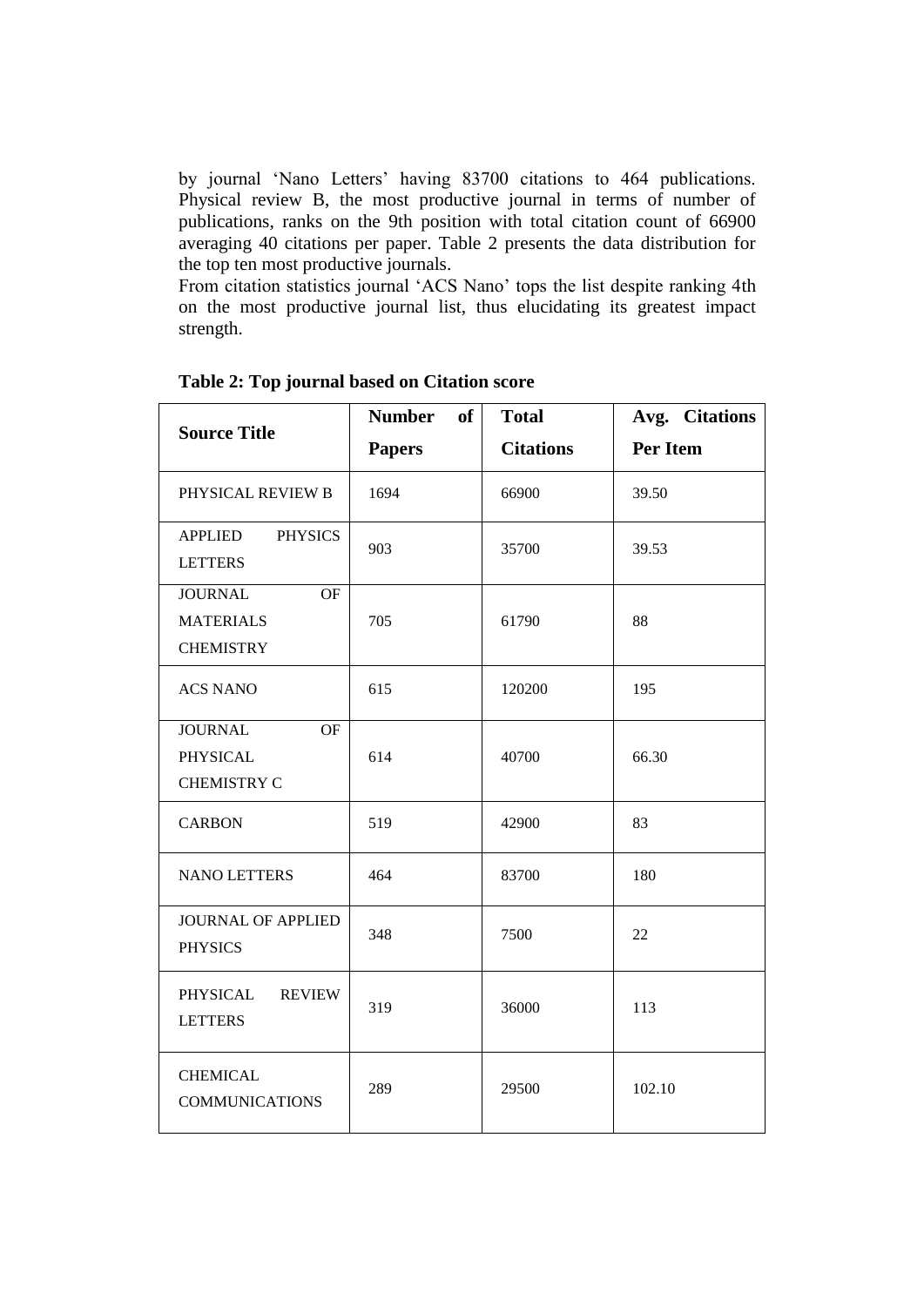by journal 'Nano Letters' having 83700 citations to 464 publications. Physical review B, the most productive journal in terms of number of publications, ranks on the 9th position with total citation count of 66900 averaging 40 citations per paper. Table 2 presents the data distribution for the top ten most productive journals.

From citation statistics journal 'ACS Nano' tops the list despite ranking 4th on the most productive journal list, thus elucidating its greatest impact strength.

**Table 2: Top journal based on Citation score**

| Source Title | Number of Papers | Total Citations | Avg. Citations Per Item |
|---|---|---|---|
| PHYSICAL REVIEW B | 1694 | 66900 | 39.50 |
| APPLIED PHYSICS LETTERS | 903 | 35700 | 39.53 |
| JOURNAL OF MATERIALS CHEMISTRY | 705 | 61790 | 88 |
| ACS NANO | 615 | 120200 | 195 |
| JOURNAL OF PHYSICAL CHEMISTRY C | 614 | 40700 | 66.30 |
| CARBON | 519 | 42900 | 83 |
| NANO LETTERS | 464 | 83700 | 180 |
| JOURNAL OF APPLIED PHYSICS | 348 | 7500 | 22 |
| PHYSICAL REVIEW LETTERS | 319 | 36000 | 113 |
| CHEMICAL COMMUNICATIONS | 289 | 29500 | 102.10 |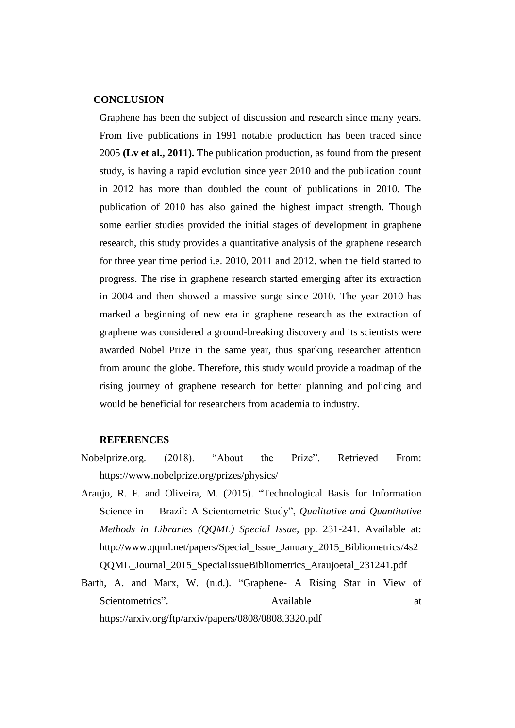## CONCLUSION

Graphene has been the subject of discussion and research since many years. From five publications in 1991 notable production has been traced since 2005 **(Lv et al., 2011).** The publication production, as found from the present study, is having a rapid evolution since year 2010 and the publication count in 2012 has more than doubled the count of publications in 2010. The publication of 2010 has also gained the highest impact strength. Though some earlier studies provided the initial stages of development in graphene research, this study provides a quantitative analysis of the graphene research for three year time period i.e. 2010, 2011 and 2012, when the field started to progress. The rise in graphene research started emerging after its extraction in 2004 and then showed a massive surge since 2010. The year 2010 has marked a beginning of new era in graphene research as the extraction of graphene was considered a ground-breaking discovery and its scientists were awarded Nobel Prize in the same year, thus sparking researcher attention from around the globe. Therefore, this study would provide a roadmap of the rising journey of graphene research for better planning and policing and would be beneficial for researchers from academia to industry.

## REFERENCES

Nobelprize.org. (2018). "About the Prize". Retrieved From: https://www.nobelprize.org/prizes/physics/

Araujo, R. F. and Oliveira, M. (2015). "Technological Basis for Information Science in Brazil: A Scientometric Study", *Qualitative and Quantitative Methods in Libraries (QQML) Special Issue,* pp. 231-241. Available at: http://www.qqml.net/papers/Special_Issue_January_2015_Bibliometrics/4s2QQML_Journal_2015_SpecialIssueBibliometrics_Araujoetal_231241.pdf

Barth, A. and Marx, W. (n.d.). "Graphene- A Rising Star in View of Scientometrics". Available at https://arxiv.org/ftp/arxiv/papers/0808/0808.3320.pdf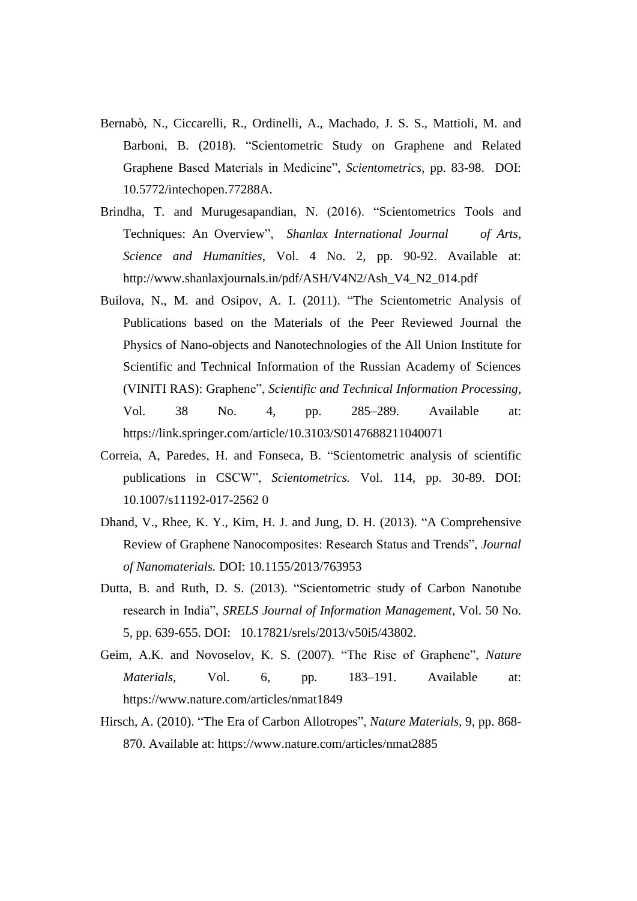Bernabò, N., Ciccarelli, R., Ordinelli, A., Machado, J. S. S., Mattioli, M. and Barboni, B. (2018). "Scientometric Study on Graphene and Related Graphene Based Materials in Medicine", *Scientometrics*, pp. 83-98. DOI: 10.5772/intechopen.77288A.

Brindha, T. and Murugesapandian, N. (2016). "Scientometrics Tools and Techniques: An Overview", *Shanlax International Journal of Arts, Science and Humanities,* Vol. 4 No. 2, pp. 90-92. Available at: http://www.shanlaxjournals.in/pdf/ASH/V4N2/Ash_V4_N2_014.pdf

Builova, N., M. and Osipov, A. I. (2011). "The Scientometric Analysis of Publications based on the Materials of the Peer Reviewed Journal the Physics of Nano-objects and Nanotechnologies of the All Union Institute for Scientific and Technical Information of the Russian Academy of Sciences (VINITI RAS): Graphene", *Scientific and Technical Information Processing,* Vol. 38 No. 4, pp. 285–289. Available at: https://link.springer.com/article/10.3103/S0147688211040071

Correia, A, Paredes, H. and Fonseca, B. "Scientometric analysis of scientific publications in CSCW", *Scientometrics.* Vol. 114, pp. 30-89. DOI: 10.1007/s11192-017-2562 0

Dhand, V., Rhee, K. Y., Kim, H. J. and Jung, D. H. (2013). "A Comprehensive Review of Graphene Nanocomposites: Research Status and Trends", *Journal of Nanomaterials.* DOI: 10.1155/2013/763953

Dutta, B. and Ruth, D. S. (2013). "Scientometric study of Carbon Nanotube research in India", *SRELS Journal of Information Management*, Vol. 50 No. 5, pp. 639-655. DOI: 10.17821/srels/2013/v50i5/43802.

Geim, A.K. and Novoselov, K. S. (2007). "The Rise of Graphene", *Nature Materials,* Vol. 6, pp. 183–191. Available at: https://www.nature.com/articles/nmat1849

Hirsch, A. (2010). "The Era of Carbon Allotropes", *Nature Materials,* 9, pp. 868-870. Available at: https://www.nature.com/articles/nmat2885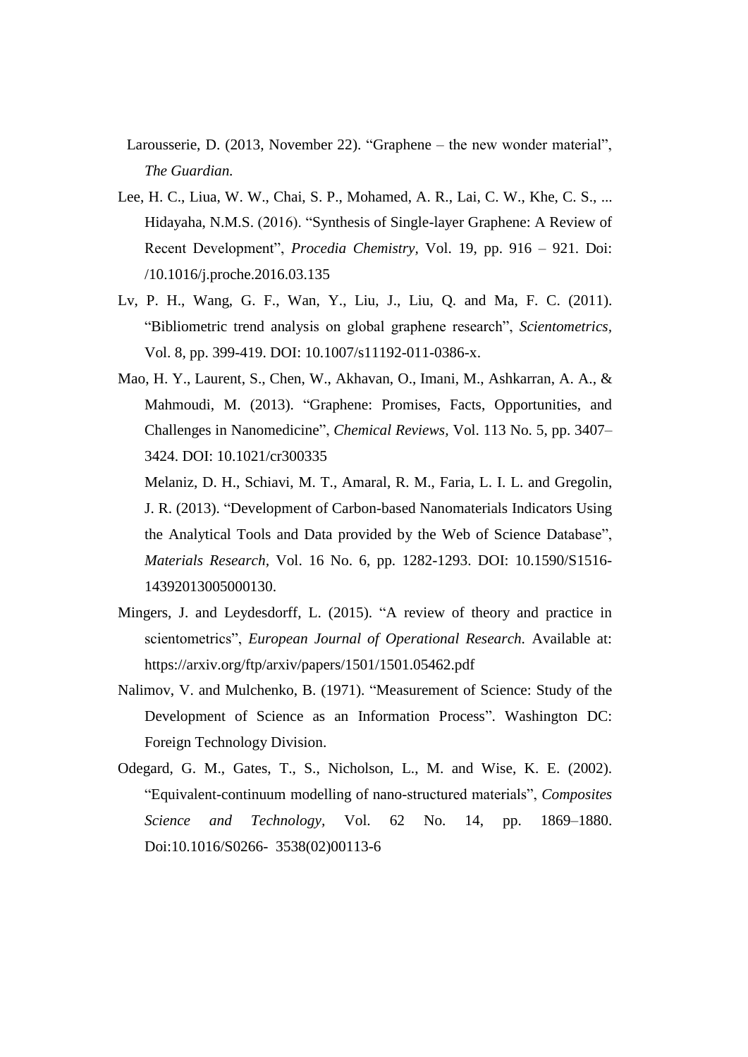Larousserie, D. (2013, November 22). “Graphene – the new wonder material”, *The Guardian.*

Lee, H. C., Liua, W. W., Chai, S. P., Mohamed, A. R., Lai, C. W., Khe, C. S., ... Hidayaha, N.M.S. (2016). “Synthesis of Single-layer Graphene: A Review of Recent Development”, *Procedia Chemistry*, Vol. 19, pp. 916 – 921. Doi: /10.1016/j.proche.2016.03.135

Lv, P. H., Wang, G. F., Wan, Y., Liu, J., Liu, Q. and Ma, F. C. (2011). “Bibliometric trend analysis on global graphene research”, *Scientometrics*, Vol. 8, pp. 399-419. DOI: 10.1007/s11192-011-0386-x.

Mao, H. Y., Laurent, S., Chen, W., Akhavan, O., Imani, M., Ashkarran, A. A., & Mahmoudi, M. (2013). “Graphene: Promises, Facts, Opportunities, and Challenges in Nanomedicine”, *Chemical Reviews*, Vol. 113 No. 5, pp. 3407–3424. DOI: 10.1021/cr300335

Melaniz, D. H., Schiavi, M. T., Amaral, R. M., Faria, L. I. L. and Gregolin, J. R. (2013). “Development of Carbon-based Nanomaterials Indicators Using the Analytical Tools and Data provided by the Web of Science Database”, *Materials Research*, Vol. 16 No. 6, pp. 1282-1293. DOI: 10.1590/S1516-14392013005000130.

Mingers, J. and Leydesdorff, L. (2015). “A review of theory and practice in scientometrics”, *European Journal of Operational Research.* Available at: https://arxiv.org/ftp/arxiv/papers/1501/1501.05462.pdf

Nalimov, V. and Mulchenko, B. (1971). “Measurement of Science: Study of the Development of Science as an Information Process”. Washington DC: Foreign Technology Division.

Odegard, G. M., Gates, T., S., Nicholson, L., M. and Wise, K. E. (2002). “Equivalent-continuum modelling of nano-structured materials”, *Composites Science and Technology*, Vol. 62 No. 14, pp. 1869–1880. Doi:10.1016/S0266- 3538(02)00113-6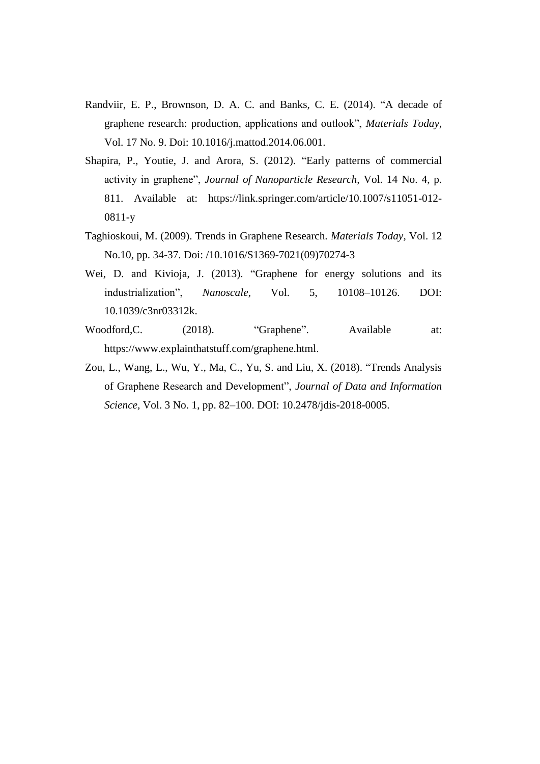Randviir, E. P., Brownson, D. A. C. and Banks, C. E. (2014). “A decade of graphene research: production, applications and outlook”, *Materials Today,* Vol. 17 No. 9. Doi: 10.1016/j.mattod.2014.06.001.

Shapira, P., Youtie, J. and Arora, S. (2012). “Early patterns of commercial activity in graphene”, *Journal of Nanoparticle Research,* Vol. 14 No. 4, p. 811. Available at: https://link.springer.com/article/10.1007/s11051-012-0811-y

Taghioskoui, M. (2009). Trends in Graphene Research. *Materials Today,* Vol. 12 No.10, pp. 34-37. Doi: /10.1016/S1369-7021(09)70274-3

Wei, D. and Kivioja, J. (2013). “Graphene for energy solutions and its industrialization”, *Nanoscale,* Vol. 5, 10108–10126. DOI: 10.1039/c3nr03312k.

Woodford,C. (2018). “Graphene”. Available at: https://www.explainthatstuff.com/graphene.html.

Zou, L., Wang, L., Wu, Y., Ma, C., Yu, S. and Liu, X. (2018). “Trends Analysis of Graphene Research and Development”, *Journal of Data and Information Science,* Vol. 3 No. 1, pp. 82–100. DOI: 10.2478/jdis-2018-0005.